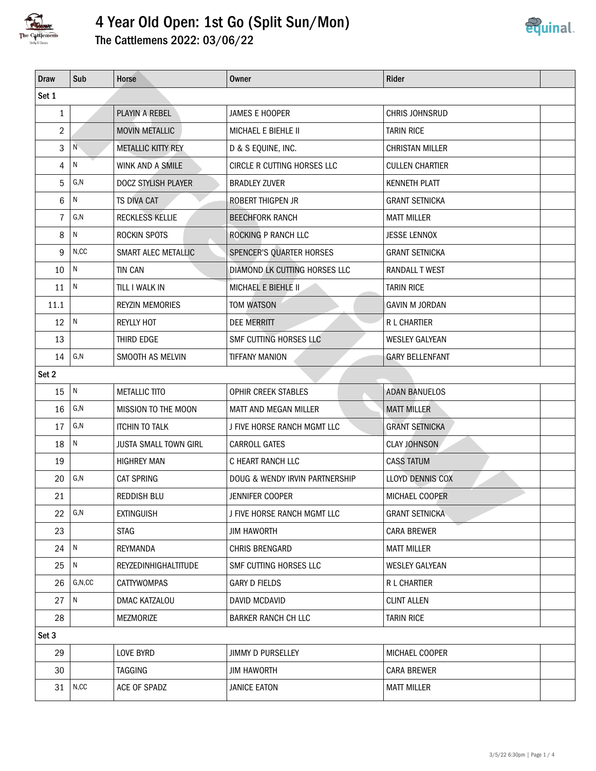# 4 Year Old Open: 1st Go (Split Sun/Mon)

## The Cattlemens 2022: 03/06/22

| Draw | Sub | Horse | Owner | Rider | |
|---|---|---|---|---|---|
| Set 1 | | | | | |
| 1 | | PLAYIN A REBEL | JAMES E HOOPER | CHRIS JOHNSRUD | |
| 2 | | MOVIN METALLIC | MICHAEL E BIEHLE II | TARIN RICE | |
| 3 | N | METALLIC KITTY REY | D & S EQUINE, INC. | CHRISTAN MILLER | |
| 4 | N | WINK AND A SMILE | CIRCLE R CUTTING HORSES LLC | CULLEN CHARTIER | |
| 5 | G,N | DOCZ STYLISH PLAYER | BRADLEY ZUVER | KENNETH PLATT | |
| 6 | N | TS DIVA CAT | ROBERT THIGPEN JR | GRANT SETNICKA | |
| 7 | G,N | RECKLESS KELLIE | BEECHFORK RANCH | MATT MILLER | |
| 8 | N | ROCKIN SPOTS | ROCKING P RANCH LLC | JESSE LENNOX | |
| 9 | N,CC | SMART ALEC METALLIC | SPENCER'S QUARTER HORSES | GRANT SETNICKA | |
| 10 | N | TIN CAN | DIAMOND LK CUTTING HORSES LLC | RANDALL T WEST | |
| 11 | N | TILL I WALK IN | MICHAEL E BIEHLE II | TARIN RICE | |
| 11.1 | | REYZIN MEMORIES | TOM WATSON | GAVIN M JORDAN | |
| 12 | N | REYLLY HOT | DEE MERRITT | R L CHARTIER | |
| 13 | | THIRD EDGE | SMF CUTTING HORSES LLC | WESLEY GALYEAN | |
| 14 | G,N | SMOOTH AS MELVIN | TIFFANY MANION | GARY BELLENFANT | |
| Set 2 | | | | | |
| 15 | N | METALLIC TITO | OPHIR CREEK STABLES | ADAN BANUELOS | |
| 16 | G,N | MISSION TO THE MOON | MATT AND MEGAN MILLER | MATT MILLER | |
| 17 | G,N | ITCHIN TO TALK | J FIVE HORSE RANCH MGMT LLC | GRANT SETNICKA | |
| 18 | N | JUSTA SMALL TOWN GIRL | CARROLL GATES | CLAY JOHNSON | |
| 19 | | HIGHREY MAN | C HEART RANCH LLC | CASS TATUM | |
| 20 | G,N | CAT SPRING | DOUG & WENDY IRVIN PARTNERSHIP | LLOYD DENNIS COX | |
| 21 | | REDDISH BLU | JENNIFER COOPER | MICHAEL COOPER | |
| 22 | G,N | EXTINGUISH | J FIVE HORSE RANCH MGMT LLC | GRANT SETNICKA | |
| 23 | | STAG | JIM HAWORTH | CARA BREWER | |
| 24 | N | REYMANDA | CHRIS BRENGARD | MATT MILLER | |
| 25 | N | REYZEDINHIGHALTITUDE | SMF CUTTING HORSES LLC | WESLEY GALYEAN | |
| 26 | G,N,CC | CATTYWOMPAS | GARY D FIELDS | R L CHARTIER | |
| 27 | N | DMAC KATZALOU | DAVID MCDAVID | CLINT ALLEN | |
| 28 | | MEZMORIZE | BARKER RANCH CH LLC | TARIN RICE | |
| Set 3 | | | | | |
| 29 | | LOVE BYRD | JIMMY D PURSELLEY | MICHAEL COOPER | |
| 30 | | TAGGING | JIM HAWORTH | CARA BREWER | |
| 31 | N,CC | ACE OF SPADZ | JANICE EATON | MATT MILLER | |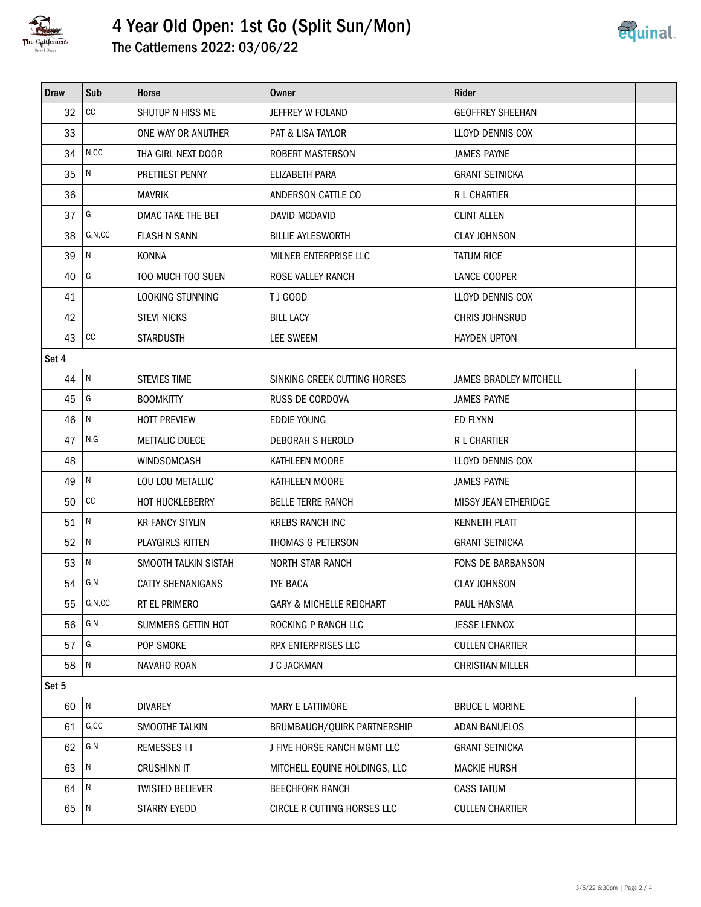# 4 Year Old Open: 1st Go (Split Sun/Mon)

## The Cattlemens 2022: 03/06/22

| Draw | Sub | Horse | Owner | Rider | |
|---|---|---|---|---|---|
| 32 | CC | SHUTUP N HISS ME | JEFFREY W FOLAND | GEOFFREY SHEEHAN | |
| 33 | | ONE WAY OR ANUTHER | PAT & LISA TAYLOR | LLOYD DENNIS COX | |
| 34 | N,CC | THA GIRL NEXT DOOR | ROBERT MASTERSON | JAMES PAYNE | |
| 35 | N | PRETTIEST PENNY | ELIZABETH PARA | GRANT SETNICKA | |
| 36 | | MAVRIK | ANDERSON CATTLE CO | R L CHARTIER | |
| 37 | G | DMAC TAKE THE BET | DAVID MCDAVID | CLINT ALLEN | |
| 38 | G,N,CC | FLASH N SANN | BILLIE AYLESWORTH | CLAY JOHNSON | |
| 39 | N | KONNA | MILNER ENTERPRISE LLC | TATUM RICE | |
| 40 | G | TOO MUCH TOO SUEN | ROSE VALLEY RANCH | LANCE COOPER | |
| 41 | | LOOKING STUNNING | T J GOOD | LLOYD DENNIS COX | |
| 42 | | STEVI NICKS | BILL LACY | CHRIS JOHNSRUD | |
| 43 | CC | STARDUSTH | LEE SWEEM | HAYDEN UPTON | |
| Set 4 | | | | | |
| 44 | N | STEVIES TIME | SINKING CREEK CUTTING HORSES | JAMES BRADLEY MITCHELL | |
| 45 | G | BOOMKITTY | RUSS DE CORDOVA | JAMES PAYNE | |
| 46 | N | HOTT PREVIEW | EDDIE YOUNG | ED FLYNN | |
| 47 | N,G | METTALIC DUECE | DEBORAH S HEROLD | R L CHARTIER | |
| 48 | | WINDSOMCASH | KATHLEEN MOORE | LLOYD DENNIS COX | |
| 49 | N | LOU LOU METALLIC | KATHLEEN MOORE | JAMES PAYNE | |
| 50 | CC | HOT HUCKLEBERRY | BELLE TERRE RANCH | MISSY JEAN ETHERIDGE | |
| 51 | N | KR FANCY STYLIN | KREBS RANCH INC | KENNETH PLATT | |
| 52 | N | PLAYGIRLS KITTEN | THOMAS G PETERSON | GRANT SETNICKA | |
| 53 | N | SMOOTH TALKIN SISTAH | NORTH STAR RANCH | FONS DE BARBANSON | |
| 54 | G,N | CATTY SHENANIGANS | TYE BACA | CLAY JOHNSON | |
| 55 | G,N,CC | RT EL PRIMERO | GARY & MICHELLE REICHART | PAUL HANSMA | |
| 56 | G,N | SUMMERS GETTIN HOT | ROCKING P RANCH LLC | JESSE LENNOX | |
| 57 | G | POP SMOKE | RPX ENTERPRISES LLC | CULLEN CHARTIER | |
| 58 | N | NAVAHO ROAN | J C JACKMAN | CHRISTIAN MILLER | |
| Set 5 | | | | | |
| 60 | N | DIVAREY | MARY E LATTIMORE | BRUCE L MORINE | |
| 61 | G,CC | SMOOTHE TALKIN | BRUMBAUGH/QUIRK PARTNERSHIP | ADAN BANUELOS | |
| 62 | G,N | REMESSES I I | J FIVE HORSE RANCH MGMT LLC | GRANT SETNICKA | |
| 63 | N | CRUSHINN IT | MITCHELL EQUINE HOLDINGS, LLC | MACKIE HURSH | |
| 64 | N | TWISTED BELIEVER | BEECHFORK RANCH | CASS TATUM | |
| 65 | N | STARRY EYEDD | CIRCLE R CUTTING HORSES LLC | CULLEN CHARTIER | |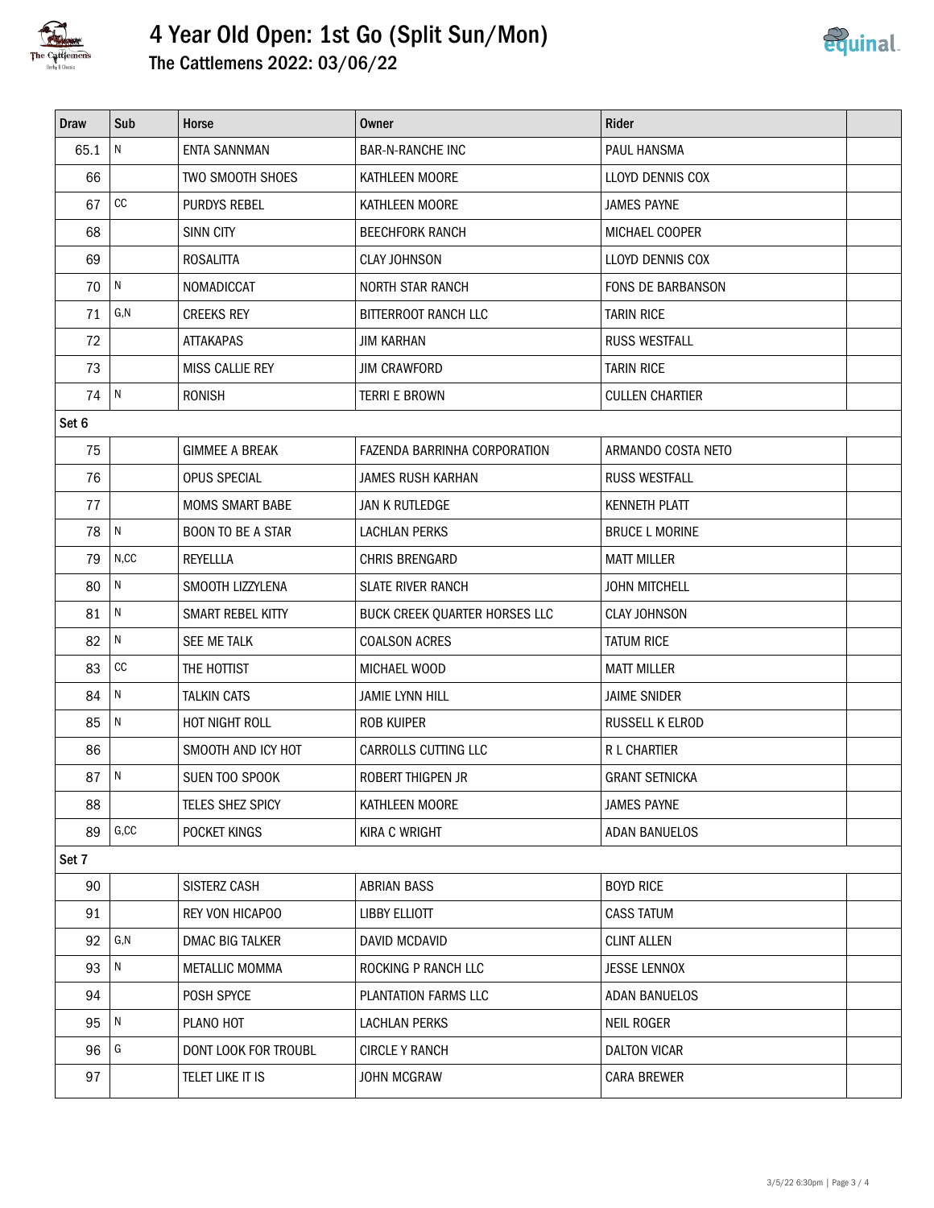# 4 Year Old Open: 1st Go (Split Sun/Mon)

## The Cattlemens 2022: 03/06/22

| Draw | Sub | Horse | Owner | Rider | |
|---|---|---|---|---|---|
| 65.1 | N | ENTA SANNMAN | BAR-N-RANCHE INC | PAUL HANSMA | |
| 66 | | TWO SMOOTH SHOES | KATHLEEN MOORE | LLOYD DENNIS COX | |
| 67 | CC | PURDYS REBEL | KATHLEEN MOORE | JAMES PAYNE | |
| 68 | | SINN CITY | BEECHFORK RANCH | MICHAEL COOPER | |
| 69 | | ROSALITTA | CLAY JOHNSON | LLOYD DENNIS COX | |
| 70 | N | NOMADICCAT | NORTH STAR RANCH | FONS DE BARBANSON | |
| 71 | G,N | CREEKS REY | BITTERROOT RANCH LLC | TARIN RICE | |
| 72 | | ATTAKAPAS | JIM KARHAN | RUSS WESTFALL | |
| 73 | | MISS CALLIE REY | JIM CRAWFORD | TARIN RICE | |
| 74 | N | RONISH | TERRI E BROWN | CULLEN CHARTIER | |
| Set 6 | | | | | |
| 75 | | GIMMEE A BREAK | FAZENDA BARRINHA CORPORATION | ARMANDO COSTA NETO | |
| 76 | | OPUS SPECIAL | JAMES RUSH KARHAN | RUSS WESTFALL | |
| 77 | | MOMS SMART BABE | JAN K RUTLEDGE | KENNETH PLATT | |
| 78 | N | BOON TO BE A STAR | LACHLAN PERKS | BRUCE L MORINE | |
| 79 | N,CC | REYELLLA | CHRIS BRENGARD | MATT MILLER | |
| 80 | N | SMOOTH LIZZYLENA | SLATE RIVER RANCH | JOHN MITCHELL | |
| 81 | N | SMART REBEL KITTY | BUCK CREEK QUARTER HORSES LLC | CLAY JOHNSON | |
| 82 | N | SEE ME TALK | COALSON ACRES | TATUM RICE | |
| 83 | CC | THE HOTTIST | MICHAEL WOOD | MATT MILLER | |
| 84 | N | TALKIN CATS | JAMIE LYNN HILL | JAIME SNIDER | |
| 85 | N | HOT NIGHT ROLL | ROB KUIPER | RUSSELL K ELROD | |
| 86 | | SMOOTH AND ICY HOT | CARROLLS CUTTING LLC | R L CHARTIER | |
| 87 | N | SUEN TOO SPOOK | ROBERT THIGPEN JR | GRANT SETNICKA | |
| 88 | | TELES SHEZ SPICY | KATHLEEN MOORE | JAMES PAYNE | |
| 89 | G,CC | POCKET KINGS | KIRA C WRIGHT | ADAN BANUELOS | |
| Set 7 | | | | | |
| 90 | | SISTERZ CASH | ABRIAN BASS | BOYD RICE | |
| 91 | | REY VON HICAPOO | LIBBY ELLIOTT | CASS TATUM | |
| 92 | G,N | DMAC BIG TALKER | DAVID MCDAVID | CLINT ALLEN | |
| 93 | N | METALLIC MOMMA | ROCKING P RANCH LLC | JESSE LENNOX | |
| 94 | | POSH SPYCE | PLANTATION FARMS LLC | ADAN BANUELOS | |
| 95 | N | PLANO HOT | LACHLAN PERKS | NEIL ROGER | |
| 96 | G | DONT LOOK FOR TROUBL | CIRCLE Y RANCH | DALTON VICAR | |
| 97 | | TELET LIKE IT IS | JOHN MCGRAW | CARA BREWER | |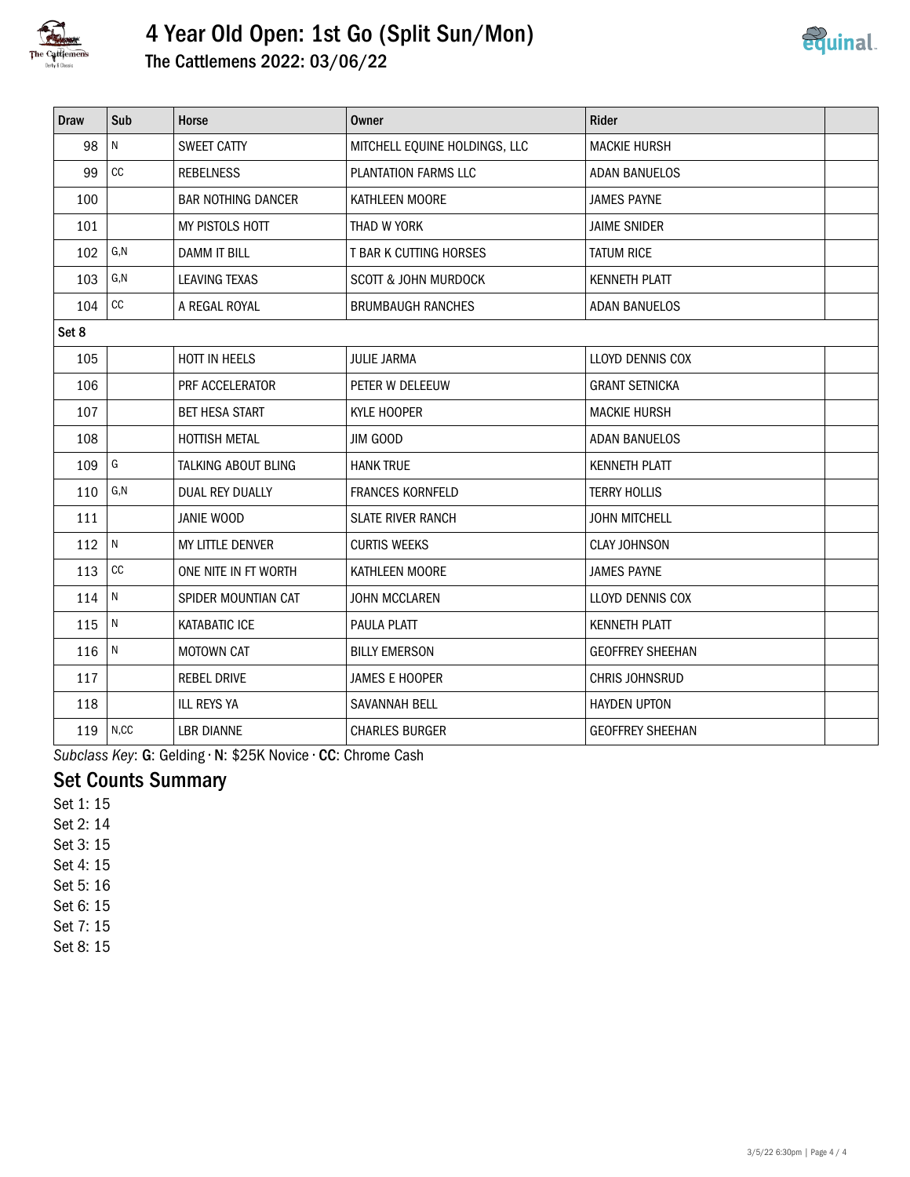# 4 Year Old Open: 1st Go (Split Sun/Mon)

## The Cattlemens 2022: 03/06/22

| Draw | Sub | Horse | Owner | Rider | |
|---|---|---|---|---|---|
| 98 | N | SWEET CATTY | MITCHELL EQUINE HOLDINGS, LLC | MACKIE HURSH | |
| 99 | CC | REBELNESS | PLANTATION FARMS LLC | ADAN BANUELOS | |
| 100 | | BAR NOTHING DANCER | KATHLEEN MOORE | JAMES PAYNE | |
| 101 | | MY PISTOLS HOTT | THAD W YORK | JAIME SNIDER | |
| 102 | G,N | DAMM IT BILL | T BAR K CUTTING HORSES | TATUM RICE | |
| 103 | G,N | LEAVING TEXAS | SCOTT & JOHN MURDOCK | KENNETH PLATT | |
| 104 | CC | A REGAL ROYAL | BRUMBAUGH RANCHES | ADAN BANUELOS | |
| Set 8 | | | | | |
| 105 | | HOTT IN HEELS | JULIE JARMA | LLOYD DENNIS COX | |
| 106 | | PRF ACCELERATOR | PETER W DELEEUW | GRANT SETNICKA | |
| 107 | | BET HESA START | KYLE HOOPER | MACKIE HURSH | |
| 108 | | HOTTISH METAL | JIM GOOD | ADAN BANUELOS | |
| 109 | G | TALKING ABOUT BLING | HANK TRUE | KENNETH PLATT | |
| 110 | G,N | DUAL REY DUALLY | FRANCES KORNFELD | TERRY HOLLIS | |
| 111 | | JANIE WOOD | SLATE RIVER RANCH | JOHN MITCHELL | |
| 112 | N | MY LITTLE DENVER | CURTIS WEEKS | CLAY JOHNSON | |
| 113 | CC | ONE NITE IN FT WORTH | KATHLEEN MOORE | JAMES PAYNE | |
| 114 | N | SPIDER MOUNTIAN CAT | JOHN MCCLAREN | LLOYD DENNIS COX | |
| 115 | N | KATABATIC ICE | PAULA PLATT | KENNETH PLATT | |
| 116 | N | MOTOWN CAT | BILLY EMERSON | GEOFFREY SHEEHAN | |
| 117 | | REBEL DRIVE | JAMES E HOOPER | CHRIS JOHNSRUD | |
| 118 | | ILL REYS YA | SAVANNAH BELL | HAYDEN UPTON | |
| 119 | N,CC | LBR DIANNE | CHARLES BURGER | GEOFFREY SHEEHAN | |

*Subclass Key*: **G**: Gelding · **N**: $25K Novice · **CC**: Chrome Cash

## Set Counts Summary

Set 1: 15
Set 2: 14
Set 3: 15
Set 4: 15
Set 5: 16
Set 6: 15
Set 7: 15
Set 8: 15